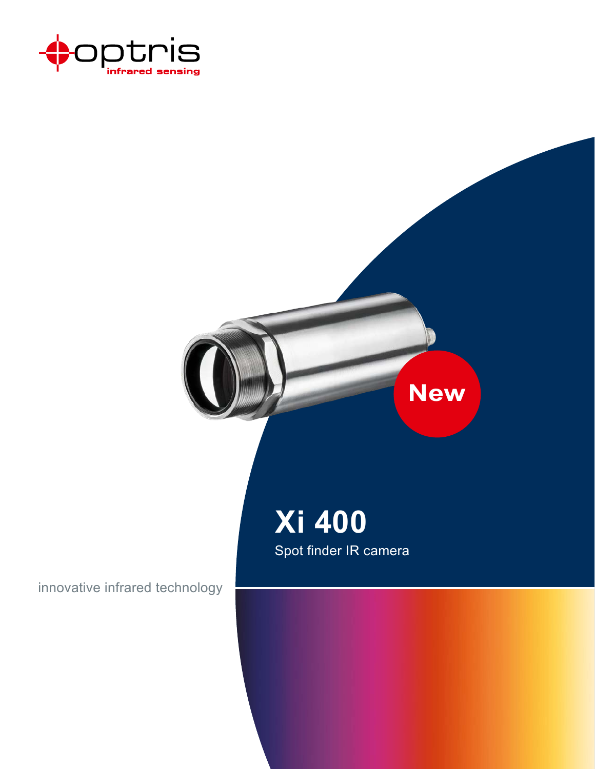optris
infrared sensing

New

# Xi 400

Spot finder IR camera

innovative infrared technology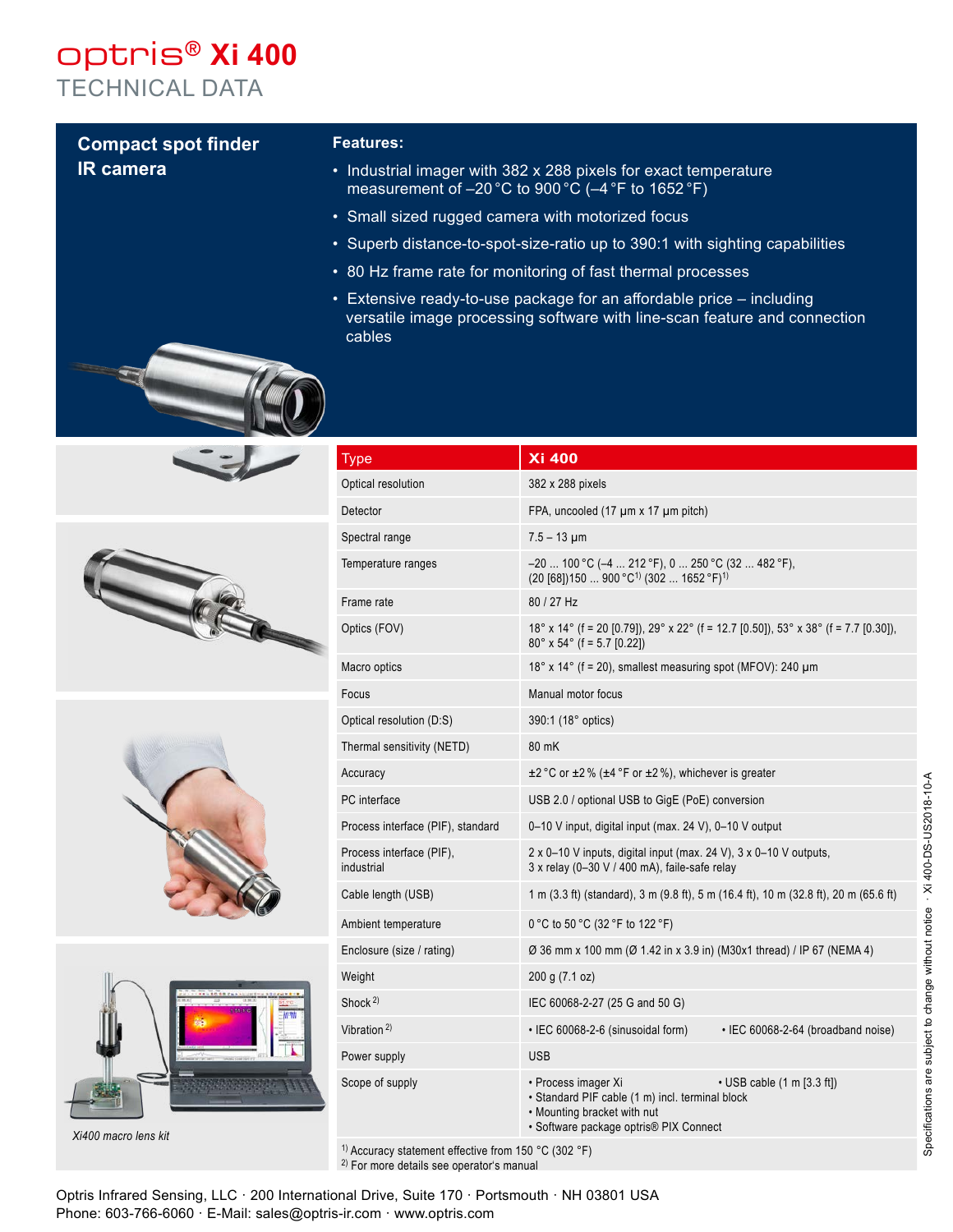# optris® Xi 400

## TECHNICAL DATA

**Compact spot finder IR camera**

**Features:**

- Industrial imager with 382 x 288 pixels for exact temperature measurement of –20 °C to 900 °C (–4 °F to 1652 °F)
- Small sized rugged camera with motorized focus
- Superb distance-to-spot-size-ratio up to 390:1 with sighting capabilities
- 80 Hz frame rate for monitoring of fast thermal processes
- Extensive ready-to-use package for an affordable price – including versatile image processing software with line-scan feature and connection cables

| Type | Xi 400 |
|---|---|
| Optical resolution | 382 x 288 pixels |
| Detector | FPA, uncooled (17 µm x 17 µm pitch) |
| Spectral range | 7.5 – 13 µm |
| Temperature ranges | –20 ... 100 °C (–4 ... 212 °F), 0 ... 250 °C (32 ... 482 °F), (20 [68])150 ... 900 °C[1] (302 ... 1652 °F)[1] |
| Frame rate | 80 / 27 Hz |
| Optics (FOV) | 18° x 14° (f = 20 [0.79]), 29° x 22° (f = 12.7 [0.50]), 53° x 38° (f = 7.7 [0.30]), 80° x 54° (f = 5.7 [0.22]) |
| Macro optics | 18° x 14° (f = 20), smallest measuring spot (MFOV): 240 µm |
| Focus | Manual motor focus |
| Optical resolution (D:S) | 390:1 (18° optics) |
| Thermal sensitivity (NETD) | 80 mK |
| Accuracy | ±2 °C or ±2 % (±4 °F or ±2 %), whichever is greater |
| PC interface | USB 2.0 / optional USB to GigE (PoE) conversion |
| Process interface (PIF), standard | 0–10 V input, digital input (max. 24 V), 0–10 V output |
| Process interface (PIF), industrial | 2 x 0–10 V inputs, digital input (max. 24 V), 3 x 0–10 V outputs, 3 x relay (0–30 V / 400 mA), faile-safe relay |
| Cable length (USB) | 1 m (3.3 ft) (standard), 3 m (9.8 ft), 5 m (16.4 ft), 10 m (32.8 ft), 20 m (65.6 ft) |
| Ambient temperature | 0 °C to 50 °C (32 °F to 122 °F) |
| Enclosure (size / rating) | Ø 36 mm x 100 mm (Ø 1.42 in x 3.9 in) (M30x1 thread) / IP 67 (NEMA 4) |
| Weight | 200 g (7.1 oz) |
| Shock[2] | IEC 60068-2-27 (25 G and 50 G) |
| Vibration[2] | • IEC 60068-2-6 (sinusoidal form) • IEC 60068-2-64 (broadband noise) |
| Power supply | USB |
| Scope of supply | • Process imager Xi • USB cable (1 m [3.3 ft]) • Standard PIF cable (1 m) incl. terminal block • Mounting bracket with nut • Software package optris® PIX Connect |

[1] Accuracy statement effective from 150 °C (302 °F)
[2] For more details see operator's manual

*Xi400 macro lens kit*

Specifications are subject to change without notice · Xi 400-DS-US2018-10-A

Optris Infrared Sensing, LLC · 200 International Drive, Suite 170 · Portsmouth · NH 03801 USA
Phone: 603-766-6060 · E-Mail: sales@optris-ir.com · www.optris.com